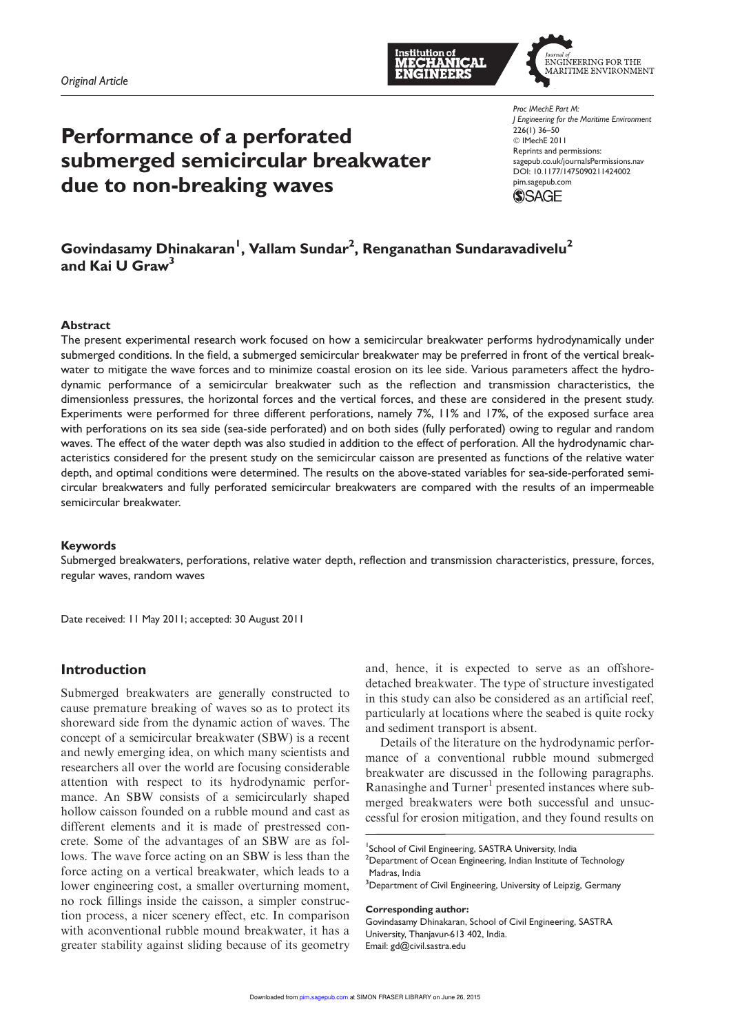*Original Article*

# Performance of a perforated submerged semicircular breakwater due to non-breaking waves

Proc IMechE Part M:
J Engineering for the Maritime Environment
226(1) 36–50
© IMechE 2011
Reprints and permissions:
sagepub.co.uk/journalsPermissions.nav
DOI: 10.1177/1475090211424002
pim.sagepub.com

**Govindasamy Dhinakaran[1], Vallam Sundar[2], Renganathan Sundaravadivelu[2] and Kai U Graw[3]**

## Abstract

The present experimental research work focused on how a semicircular breakwater performs hydrodynamically under submerged conditions. In the field, a submerged semicircular breakwater may be preferred in front of the vertical breakwater to mitigate the wave forces and to minimize coastal erosion on its lee side. Various parameters affect the hydrodynamic performance of a semicircular breakwater such as the reflection and transmission characteristics, the dimensionless pressures, the horizontal forces and the vertical forces, and these are considered in the present study. Experiments were performed for three different perforations, namely 7%, 11% and 17%, of the exposed surface area with perforations on its sea side (sea-side perforated) and on both sides (fully perforated) owing to regular and random waves. The effect of the water depth was also studied in addition to the effect of perforation. All the hydrodynamic characteristics considered for the present study on the semicircular caisson are presented as functions of the relative water depth, and optimal conditions were determined. The results on the above-stated variables for sea-side-perforated semicircular breakwaters and fully perforated semicircular breakwaters are compared with the results of an impermeable semicircular breakwater.

## Keywords

Submerged breakwaters, perforations, relative water depth, reflection and transmission characteristics, pressure, forces, regular waves, random waves

Date received: 11 May 2011; accepted: 30 August 2011

## Introduction

Submerged breakwaters are generally constructed to cause premature breaking of waves so as to protect its shoreward side from the dynamic action of waves. The concept of a semicircular breakwater (SBW) is a recent and newly emerging idea, on which many scientists and researchers all over the world are focusing considerable attention with respect to its hydrodynamic performance. An SBW consists of a semicircularly shaped hollow caisson founded on a rubble mound and cast as different elements and it is made of prestressed concrete. Some of the advantages of an SBW are as follows. The wave force acting on an SBW is less than the force acting on a vertical breakwater, which leads to a lower engineering cost, a smaller overturning moment, no rock fillings inside the caisson, a simpler construction process, a nicer scenery effect, etc. In comparison with aconventional rubble mound breakwater, it has a greater stability against sliding because of its geometry and, hence, it is expected to serve as an offshore-detached breakwater. The type of structure investigated in this study can also be considered as an artificial reef, particularly at locations where the seabed is quite rocky and sediment transport is absent.

Details of the literature on the hydrodynamic performance of a conventional rubble mound submerged breakwater are discussed in the following paragraphs. Ranasinghe and Turner[1] presented instances where submerged breakwaters were both successful and unsuccessful for erosion mitigation, and they found results on

[1]School of Civil Engineering, SASTRA University, India
[2]Department of Ocean Engineering, Indian Institute of Technology Madras, India
[3]Department of Civil Engineering, University of Leipzig, Germany

**Corresponding author:**
Govindasamy Dhinakaran, School of Civil Engineering, SASTRA University, Thanjavur-613 402, India.
Email: gd@civil.sastra.edu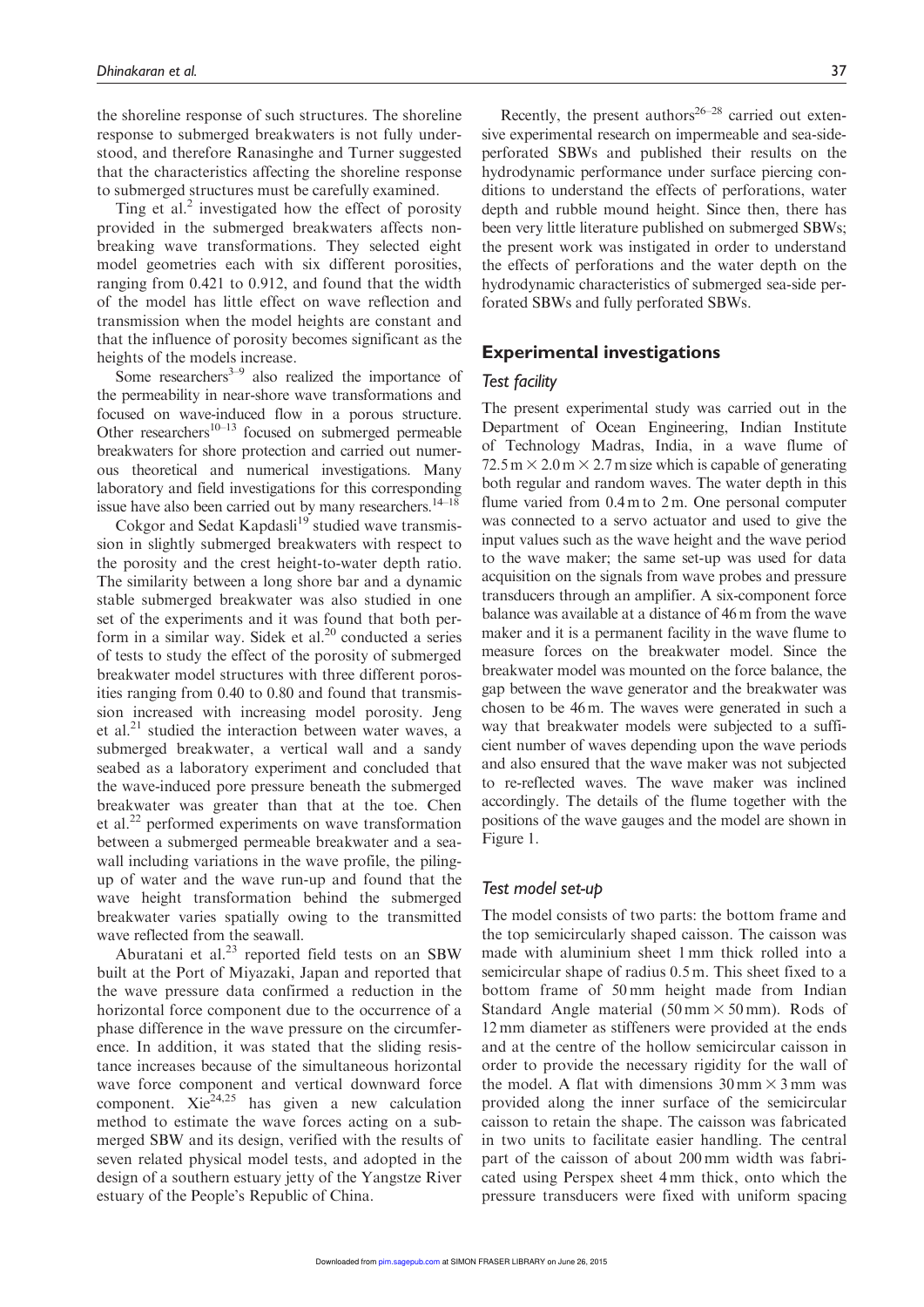the shoreline response of such structures. The shoreline response to submerged breakwaters is not fully understood, and therefore Ranasinghe and Turner suggested that the characteristics affecting the shoreline response to submerged structures must be carefully examined.

Ting et al.[2] investigated how the effect of porosity provided in the submerged breakwaters affects non-breaking wave transformations. They selected eight model geometries each with six different porosities, ranging from 0.421 to 0.912, and found that the width of the model has little effect on wave reflection and transmission when the model heights are constant and that the influence of porosity becomes significant as the heights of the models increase.

Some researchers[3–9] also realized the importance of the permeability in near-shore wave transformations and focused on wave-induced flow in a porous structure. Other researchers[10–13] focused on submerged permeable breakwaters for shore protection and carried out numerous theoretical and numerical investigations. Many laboratory and field investigations for this corresponding issue have also been carried out by many researchers.[14–18]

Cokgor and Sedat Kapdasli[19] studied wave transmission in slightly submerged breakwaters with respect to the porosity and the crest height-to-water depth ratio. The similarity between a long shore bar and a dynamic stable submerged breakwater was also studied in one set of the experiments and it was found that both perform in a similar way. Sidek et al.[20] conducted a series of tests to study the effect of the porosity of submerged breakwater model structures with three different porosities ranging from 0.40 to 0.80 and found that transmission increased with increasing model porosity. Jeng et al.[21] studied the interaction between water waves, a submerged breakwater, a vertical wall and a sandy seabed as a laboratory experiment and concluded that the wave-induced pore pressure beneath the submerged breakwater was greater than that at the toe. Chen et al.[22] performed experiments on wave transformation between a submerged permeable breakwater and a seawall including variations in the wave profile, the piling-up of water and the wave run-up and found that the wave height transformation behind the submerged breakwater varies spatially owing to the transmitted wave reflected from the seawall.

Aburatani et al.[23] reported field tests on an SBW built at the Port of Miyazaki, Japan and reported that the wave pressure data confirmed a reduction in the horizontal force component due to the occurrence of a phase difference in the wave pressure on the circumference. In addition, it was stated that the sliding resistance increases because of the simultaneous horizontal wave force component and vertical downward force component. Xie[24,25] has given a new calculation method to estimate the wave forces acting on a submerged SBW and its design, verified with the results of seven related physical model tests, and adopted in the design of a southern estuary jetty of the Yangstze River estuary of the People's Republic of China.

Recently, the present authors[26–28] carried out extensive experimental research on impermeable and sea-side-perforated SBWs and published their results on the hydrodynamic performance under surface piercing conditions to understand the effects of perforations, water depth and rubble mound height. Since then, there has been very little literature published on submerged SBWs; the present work was instigated in order to understand the effects of perforations and the water depth on the hydrodynamic characteristics of submerged sea-side perforated SBWs and fully perforated SBWs.

## Experimental investigations

### Test facility

The present experimental study was carried out in the Department of Ocean Engineering, Indian Institute of Technology Madras, India, in a wave flume of $72.5\,\text{m} \times 2.0\,\text{m} \times 2.7\,\text{m}$ size which is capable of generating both regular and random waves. The water depth in this flume varied from 0.4 m to 2 m. One personal computer was connected to a servo actuator and used to give the input values such as the wave height and the wave period to the wave maker; the same set-up was used for data acquisition on the signals from wave probes and pressure transducers through an amplifier. A six-component force balance was available at a distance of 46 m from the wave maker and it is a permanent facility in the wave flume to measure forces on the breakwater model. Since the breakwater model was mounted on the force balance, the gap between the wave generator and the breakwater was chosen to be 46 m. The waves were generated in such a way that breakwater models were subjected to a sufficient number of waves depending upon the wave periods and also ensured that the wave maker was not subjected to re-reflected waves. The wave maker was inclined accordingly. The details of the flume together with the positions of the wave gauges and the model are shown in Figure 1.

### Test model set-up

The model consists of two parts: the bottom frame and the top semicircularly shaped caisson. The caisson was made with aluminium sheet 1 mm thick rolled into a semicircular shape of radius 0.5 m. This sheet fixed to a bottom frame of 50 mm height made from Indian Standard Angle material ($50\,\text{mm} \times 50\,\text{mm}$). Rods of 12 mm diameter as stiffeners were provided at the ends and at the centre of the hollow semicircular caisson in order to provide the necessary rigidity for the wall of the model. A flat with dimensions $30\,\text{mm} \times 3\,\text{mm}$ was provided along the inner surface of the semicircular caisson to retain the shape. The caisson was fabricated in two units to facilitate easier handling. The central part of the caisson of about 200 mm width was fabricated using Perspex sheet 4 mm thick, onto which the pressure transducers were fixed with uniform spacing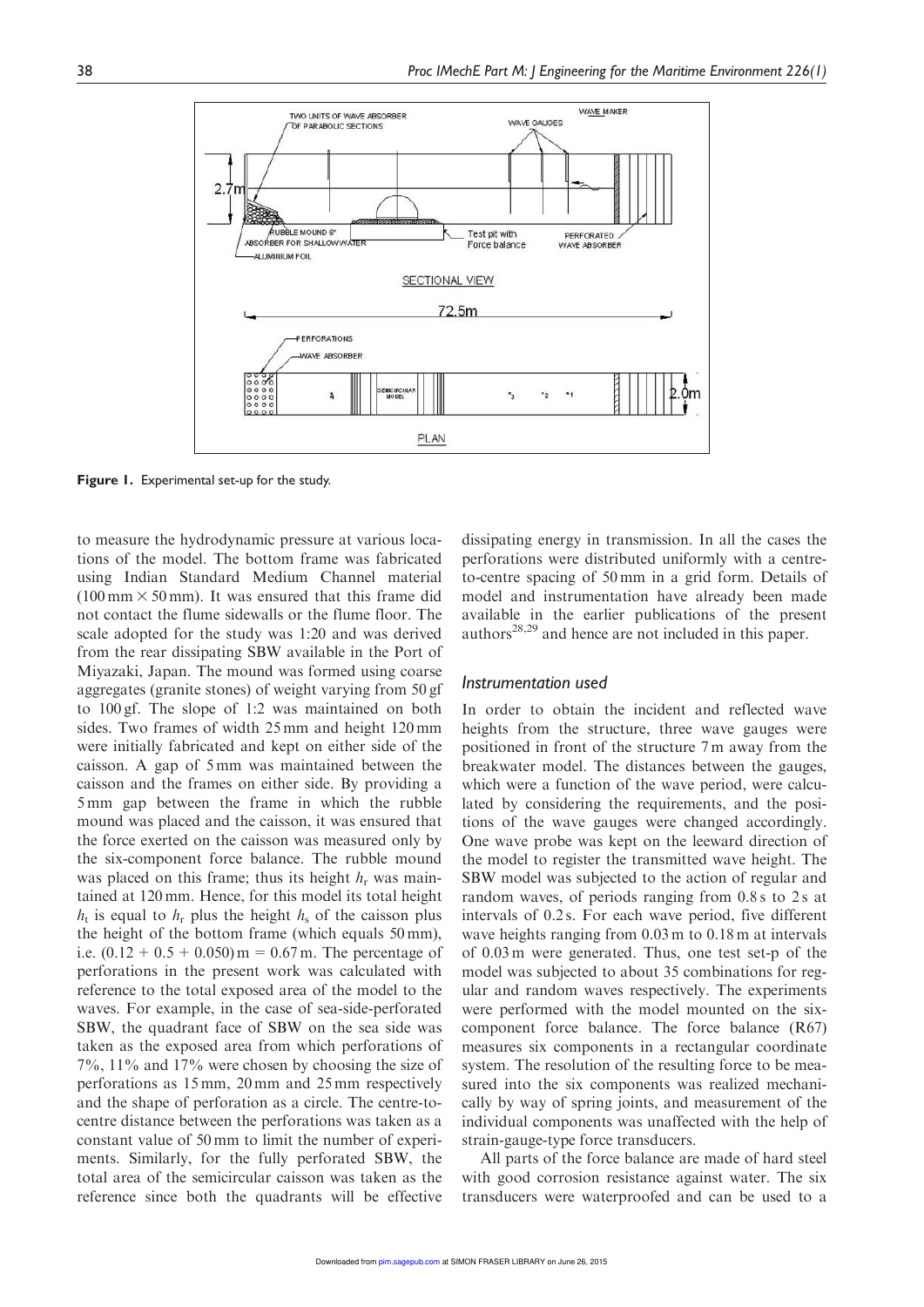**Figure 1.** Experimental set-up for the study.

to measure the hydrodynamic pressure at various locations of the model. The bottom frame was fabricated using Indian Standard Medium Channel material (100 mm × 50 mm). It was ensured that this frame did not contact the flume sidewalls or the flume floor. The scale adopted for the study was 1:20 and was derived from the rear dissipating SBW available in the Port of Miyazaki, Japan. The mound was formed using coarse aggregates (granite stones) of weight varying from 50 gf to 100 gf. The slope of 1:2 was maintained on both sides. Two frames of width 25 mm and height 120 mm were initially fabricated and kept on either side of the caisson. A gap of 5 mm was maintained between the caisson and the frames on either side. By providing a 5 mm gap between the frame in which the rubble mound was placed and the caisson, it was ensured that the force exerted on the caisson was measured only by the six-component force balance. The rubble mound was placed on this frame; thus its height $h_r$ was maintained at 120 mm. Hence, for this model its total height $h_t$ is equal to $h_r$ plus the height $h_s$ of the caisson plus the height of the bottom frame (which equals 50 mm), i.e. $(0.12 + 0.5 + 0.050)\,\text{m} = 0.67\,\text{m}$. The percentage of perforations in the present work was calculated with reference to the total exposed area of the model to the waves. For example, in the case of sea-side-perforated SBW, the quadrant face of SBW on the sea side was taken as the exposed area from which perforations of 7%, 11% and 17% were chosen by choosing the size of perforations as 15 mm, 20 mm and 25 mm respectively and the shape of perforation as a circle. The centre-to-centre distance between the perforations was taken as a constant value of 50 mm to limit the number of experiments. Similarly, for the fully perforated SBW, the total area of the semicircular caisson was taken as the reference since both the quadrants will be effective dissipating energy in transmission. In all the cases the perforations were distributed uniformly with a centre-to-centre spacing of 50 mm in a grid form. Details of model and instrumentation have already been made available in the earlier publications of the present authors[28,29] and hence are not included in this paper.

### Instrumentation used

In order to obtain the incident and reflected wave heights from the structure, three wave gauges were positioned in front of the structure 7 m away from the breakwater model. The distances between the gauges, which were a function of the wave period, were calculated by considering the requirements, and the positions of the wave gauges were changed accordingly. One wave probe was kept on the leeward direction of the model to register the transmitted wave height. The SBW model was subjected to the action of regular and random waves, of periods ranging from 0.8 s to 2 s at intervals of 0.2 s. For each wave period, five different wave heights ranging from 0.03 m to 0.18 m at intervals of 0.03 m were generated. Thus, one test set-p of the model was subjected to about 35 combinations for regular and random waves respectively. The experiments were performed with the model mounted on the six-component force balance. The force balance (R67) measures six components in a rectangular coordinate system. The resolution of the resulting force to be measured into the six components was realized mechanically by way of spring joints, and measurement of the individual components was unaffected with the help of strain-gauge-type force transducers.

All parts of the force balance are made of hard steel with good corrosion resistance against water. The six transducers were waterproofed and can be used to a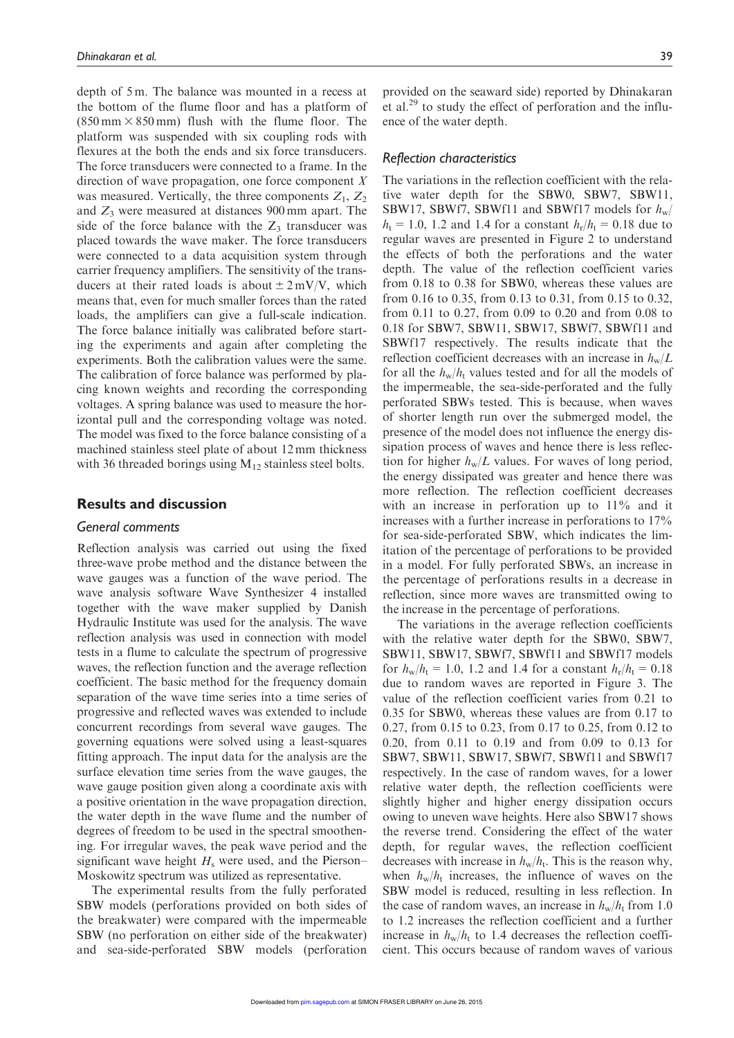depth of 5 m. The balance was mounted in a recess at the bottom of the flume floor and has a platform of (850 mm × 850 mm) flush with the flume floor. The platform was suspended with six coupling rods with flexures at the both the ends and six force transducers. The force transducers were connected to a frame. In the direction of wave propagation, one force component $X$ was measured. Vertically, the three components $Z_1$, $Z_2$ and $Z_3$ were measured at distances 900 mm apart. The side of the force balance with the $Z_3$ transducer was placed towards the wave maker. The force transducers were connected to a data acquisition system through carrier frequency amplifiers. The sensitivity of the transducers at their rated loads is about ± 2 mV/V, which means that, even for much smaller forces than the rated loads, the amplifiers can give a full-scale indication. The force balance initially was calibrated before starting the experiments and again after completing the experiments. Both the calibration values were the same. The calibration of force balance was performed by placing known weights and recording the corresponding voltages. A spring balance was used to measure the horizontal pull and the corresponding voltage was noted. The model was fixed to the force balance consisting of a machined stainless steel plate of about 12 mm thickness with 36 threaded borings using $M_{12}$ stainless steel bolts.

## Results and discussion

### General comments

Reflection analysis was carried out using the fixed three-wave probe method and the distance between the wave gauges was a function of the wave period. The wave analysis software Wave Synthesizer 4 installed together with the wave maker supplied by Danish Hydraulic Institute was used for the analysis. The wave reflection analysis was used in connection with model tests in a flume to calculate the spectrum of progressive waves, the reflection function and the average reflection coefficient. The basic method for the frequency domain separation of the wave time series into a time series of progressive and reflected waves was extended to include concurrent recordings from several wave gauges. The governing equations were solved using a least-squares fitting approach. The input data for the analysis are the surface elevation time series from the wave gauges, the wave gauge position given along a coordinate axis with a positive orientation in the wave propagation direction, the water depth in the wave flume and the number of degrees of freedom to be used in the spectral smoothening. For irregular waves, the peak wave period and the significant wave height $H_s$ were used, and the Pierson–Moskowitz spectrum was utilized as representative.

The experimental results from the fully perforated SBW models (perforations provided on both sides of the breakwater) were compared with the impermeable SBW (no perforation on either side of the breakwater) and sea-side-perforated SBW models (perforation provided on the seaward side) reported by Dhinakaran et al.[29] to study the effect of perforation and the influence of the water depth.

### Reflection characteristics

The variations in the reflection coefficient with the relative water depth for the SBW0, SBW7, SBW11, SBW17, SBWf7, SBWf11 and SBWf17 models for $h_w/h_t$ = 1.0, 1.2 and 1.4 for a constant $h_r/h_t$ = 0.18 due to regular waves are presented in Figure 2 to understand the effects of both the perforations and the water depth. The value of the reflection coefficient varies from 0.18 to 0.38 for SBW0, whereas these values are from 0.16 to 0.35, from 0.13 to 0.31, from 0.15 to 0.32, from 0.11 to 0.27, from 0.09 to 0.20 and from 0.08 to 0.18 for SBW7, SBW11, SBW17, SBWf7, SBWf11 and SBWf17 respectively. The results indicate that the reflection coefficient decreases with an increase in $h_w/L$ for all the $h_w/h_t$ values tested and for all the models of the impermeable, the sea-side-perforated and the fully perforated SBWs tested. This is because, when waves of shorter length run over the submerged model, the presence of the model does not influence the energy dissipation process of waves and hence there is less reflection for higher $h_w/L$ values. For waves of long period, the energy dissipated was greater and hence there was more reflection. The reflection coefficient decreases with an increase in perforation up to 11% and it increases with a further increase in perforations to 17% for sea-side-perforated SBW, which indicates the limitation of the percentage of perforations to be provided in a model. For fully perforated SBWs, an increase in the percentage of perforations results in a decrease in reflection, since more waves are transmitted owing to the increase in the percentage of perforations.

The variations in the average reflection coefficients with the relative water depth for the SBW0, SBW7, SBW11, SBW17, SBWf7, SBWf11 and SBWf17 models for $h_w/h_t$ = 1.0, 1.2 and 1.4 for a constant $h_r/h_t$ = 0.18 due to random waves are reported in Figure 3. The value of the reflection coefficient varies from 0.21 to 0.35 for SBW0, whereas these values are from 0.17 to 0.27, from 0.15 to 0.23, from 0.17 to 0.25, from 0.12 to 0.20, from 0.11 to 0.19 and from 0.09 to 0.13 for SBW7, SBW11, SBW17, SBWf7, SBWf11 and SBWf17 respectively. In the case of random waves, for a lower relative water depth, the reflection coefficients were slightly higher and higher energy dissipation occurs owing to uneven wave heights. Here also SBW17 shows the reverse trend. Considering the effect of the water depth, for regular waves, the reflection coefficient decreases with increase in $h_w/h_t$. This is the reason why, when $h_w/h_t$ increases, the influence of waves on the SBW model is reduced, resulting in less reflection. In the case of random waves, an increase in $h_w/h_t$ from 1.0 to 1.2 increases the reflection coefficient and a further increase in $h_w/h_t$ to 1.4 decreases the reflection coefficient. This occurs because of random waves of various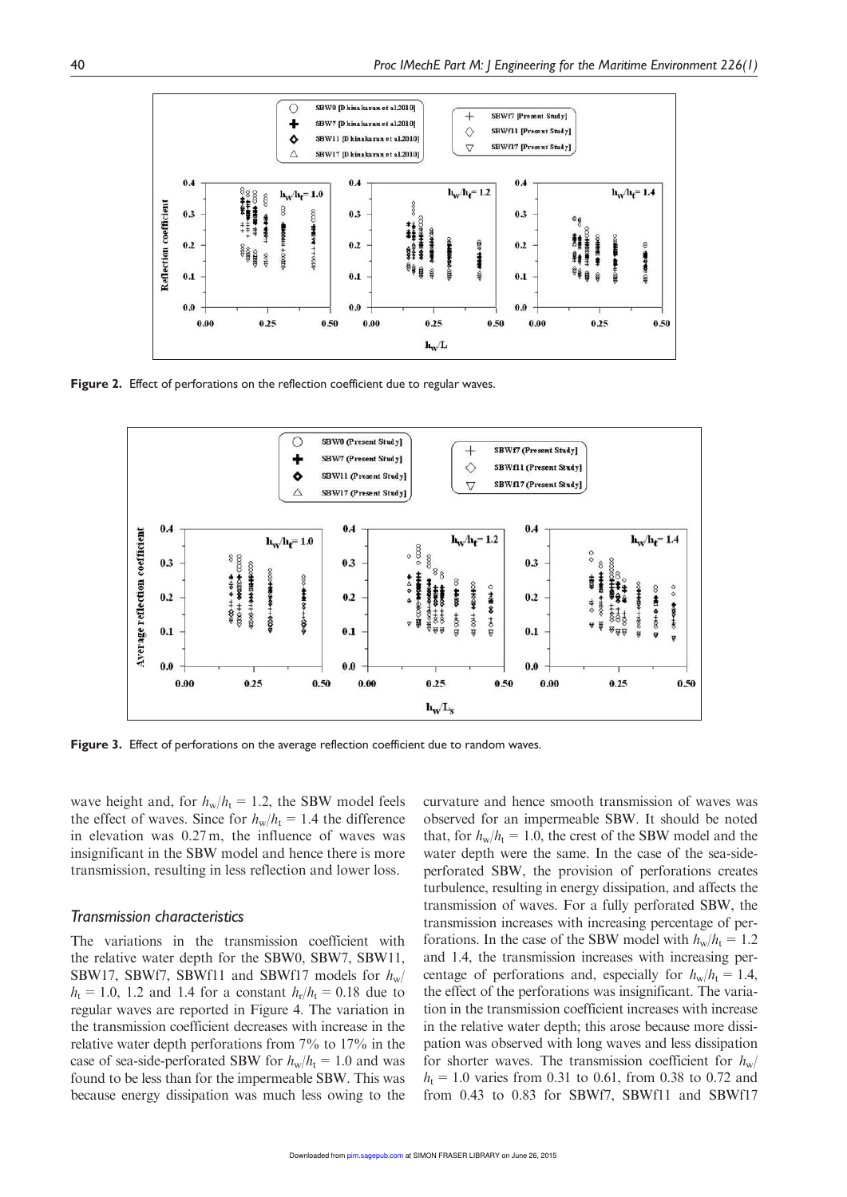**Figure 2.** Effect of perforations on the reflection coefficient due to regular waves.

**Figure 3.** Effect of perforations on the average reflection coefficient due to random waves.

wave height and, for $h_w/h_t$ = 1.2, the SBW model feels the effect of waves. Since for $h_w/h_t$ = 1.4 the difference in elevation was 0.27 m, the influence of waves was insignificant in the SBW model and hence there is more transmission, resulting in less reflection and lower loss.

### *Transmission characteristics*

The variations in the transmission coefficient with the relative water depth for the SBW0, SBW7, SBW11, SBW17, SBWf7, SBWf11 and SBWf17 models for $h_w/h_t$ = 1.0, 1.2 and 1.4 for a constant $h_r/h_t$ = 0.18 due to regular waves are reported in Figure 4. The variation in the transmission coefficient decreases with increase in the relative water depth perforations from 7% to 17% in the case of sea-side-perforated SBW for $h_w/h_t$ = 1.0 and was found to be less than for the impermeable SBW. This was because energy dissipation was much less owing to the curvature and hence smooth transmission of waves was observed for an impermeable SBW. It should be noted that, for $h_w/h_t$ = 1.0, the crest of the SBW model and the water depth were the same. In the case of the sea-side-perforated SBW, the provision of perforations creates turbulence, resulting in energy dissipation, and affects the transmission of waves. For a fully perforated SBW, the transmission increases with increasing percentage of perforations. In the case of the SBW model with $h_w/h_t$ = 1.2 and 1.4, the transmission increases with increasing percentage of perforations and, especially for $h_w/h_t$ = 1.4, the effect of the perforations was insignificant. The variation in the transmission coefficient increases with increase in the relative water depth; this arose because more dissipation was observed with long waves and less dissipation for shorter waves. The transmission coefficient for $h_w/h_t$ = 1.0 varies from 0.31 to 0.61, from 0.38 to 0.72 and from 0.43 to 0.83 for SBWf7, SBWf11 and SBWf17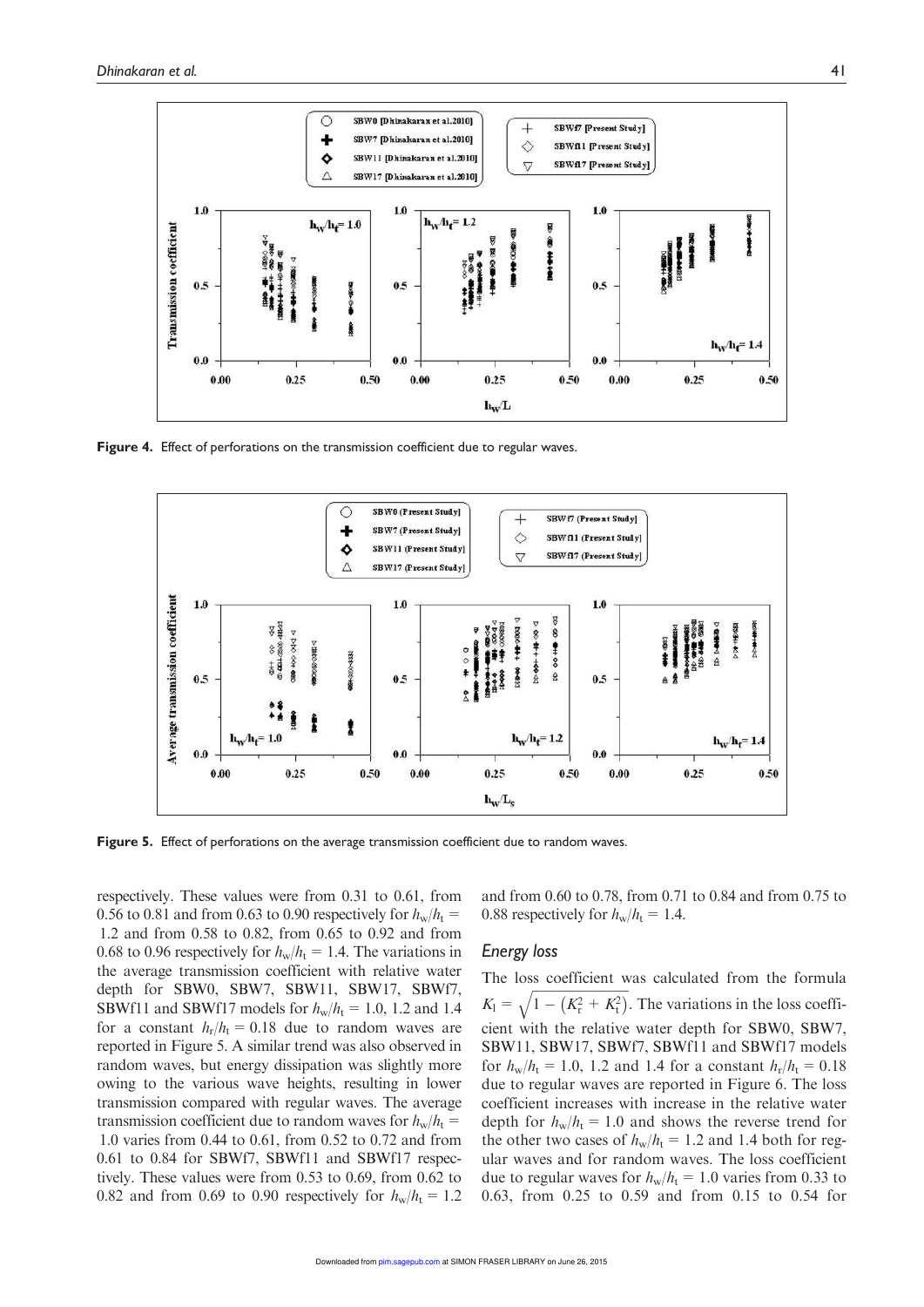Figure 4. Effect of perforations on the transmission coefficient due to regular waves.

Figure 5. Effect of perforations on the average transmission coefficient due to random waves.

respectively. These values were from 0.31 to 0.61, from 0.56 to 0.81 and from 0.63 to 0.90 respectively for $h_w/h_t$ = 1.2 and from 0.58 to 0.82, from 0.65 to 0.92 and from 0.68 to 0.96 respectively for $h_w/h_t$ = 1.4. The variations in the average transmission coefficient with relative water depth for SBW0, SBW7, SBW11, SBW17, SBWf7, SBWf11 and SBWf17 models for $h_w/h_t$ = 1.0, 1.2 and 1.4 for a constant $h_r/h_t$ = 0.18 due to random waves are reported in Figure 5. A similar trend was also observed in random waves, but energy dissipation was slightly more owing to the various wave heights, resulting in lower transmission compared with regular waves. The average transmission coefficient due to random waves for $h_w/h_t$ = 1.0 varies from 0.44 to 0.61, from 0.52 to 0.72 and from 0.61 to 0.84 for SBWf7, SBWf11 and SBWf17 respectively. These values were from 0.53 to 0.69, from 0.62 to 0.82 and from 0.69 to 0.90 respectively for $h_w/h_t$ = 1.2 and from 0.60 to 0.78, from 0.71 to 0.84 and from 0.75 to 0.88 respectively for $h_w/h_t$ = 1.4.

## Energy loss

The loss coefficient was calculated from the formula $K_l = \sqrt{1 - \left(K_r^2 + K_t^2\right)}$. The variations in the loss coefficient with the relative water depth for SBW0, SBW7, SBW11, SBW17, SBWf7, SBWf11 and SBWf17 models for $h_w/h_t$ = 1.0, 1.2 and 1.4 for a constant $h_r/h_t$ = 0.18 due to regular waves are reported in Figure 6. The loss coefficient increases with increase in the relative water depth for $h_w/h_t$ = 1.0 and shows the reverse trend for the other two cases of $h_w/h_t$ = 1.2 and 1.4 both for regular waves and for random waves. The loss coefficient due to regular waves for $h_w/h_t$ = 1.0 varies from 0.33 to 0.63, from 0.25 to 0.59 and from 0.15 to 0.54 for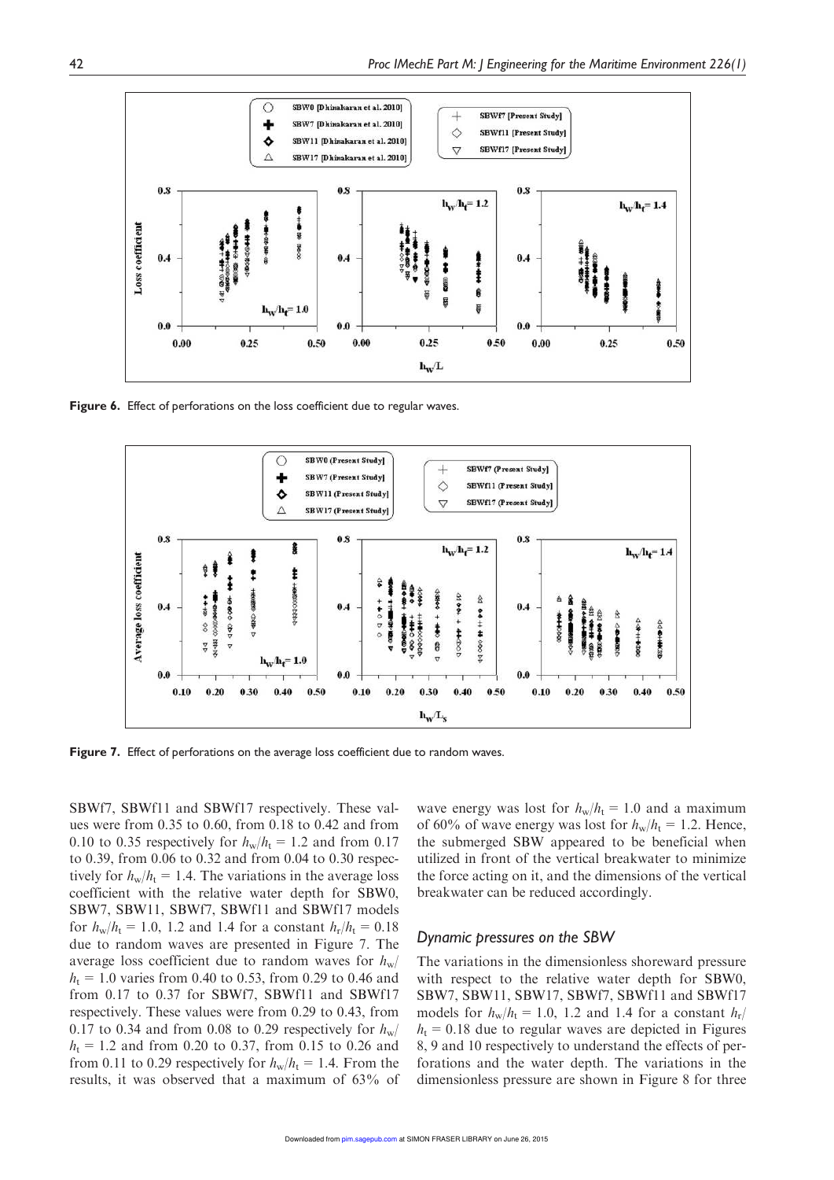Figure 6. Effect of perforations on the loss coefficient due to regular waves.

Figure 7. Effect of perforations on the average loss coefficient due to random waves.

SBWf7, SBWf11 and SBWf17 respectively. These values were from 0.35 to 0.60, from 0.18 to 0.42 and from 0.10 to 0.35 respectively for $h_w/h_t$ = 1.2 and from 0.17 to 0.39, from 0.06 to 0.32 and from 0.04 to 0.30 respectively for $h_w/h_t$ = 1.4. The variations in the average loss coefficient with the relative water depth for SBW0, SBW7, SBW11, SBWf7, SBWf11 and SBWf17 models for $h_w/h_t$ = 1.0, 1.2 and 1.4 for a constant $h_r/h_t$ = 0.18 due to random waves are presented in Figure 7. The average loss coefficient due to random waves for $h_w/h_t$ = 1.0 varies from 0.40 to 0.53, from 0.29 to 0.46 and from 0.17 to 0.37 for SBWf7, SBWf11 and SBWf17 respectively. These values were from 0.29 to 0.43, from 0.17 to 0.34 and from 0.08 to 0.29 respectively for $h_w/h_t$ = 1.2 and from 0.20 to 0.37, from 0.15 to 0.26 and from 0.11 to 0.29 respectively for $h_w/h_t$ = 1.4. From the results, it was observed that a maximum of 63% of wave energy was lost for $h_w/h_t$ = 1.0 and a maximum of 60% of wave energy was lost for $h_w/h_t$ = 1.2. Hence, the submerged SBW appeared to be beneficial when utilized in front of the vertical breakwater to minimize the force acting on it, and the dimensions of the vertical breakwater can be reduced accordingly.

## *Dynamic pressures on the SBW*

The variations in the dimensionless shoreward pressure with respect to the relative water depth for SBW0, SBW7, SBW11, SBW17, SBWf7, SBWf11 and SBWf17 models for $h_w/h_t$ = 1.0, 1.2 and 1.4 for a constant $h_r/h_t$ = 0.18 due to regular waves are depicted in Figures 8, 9 and 10 respectively to understand the effects of perforations and the water depth. The variations in the dimensionless pressure are shown in Figure 8 for three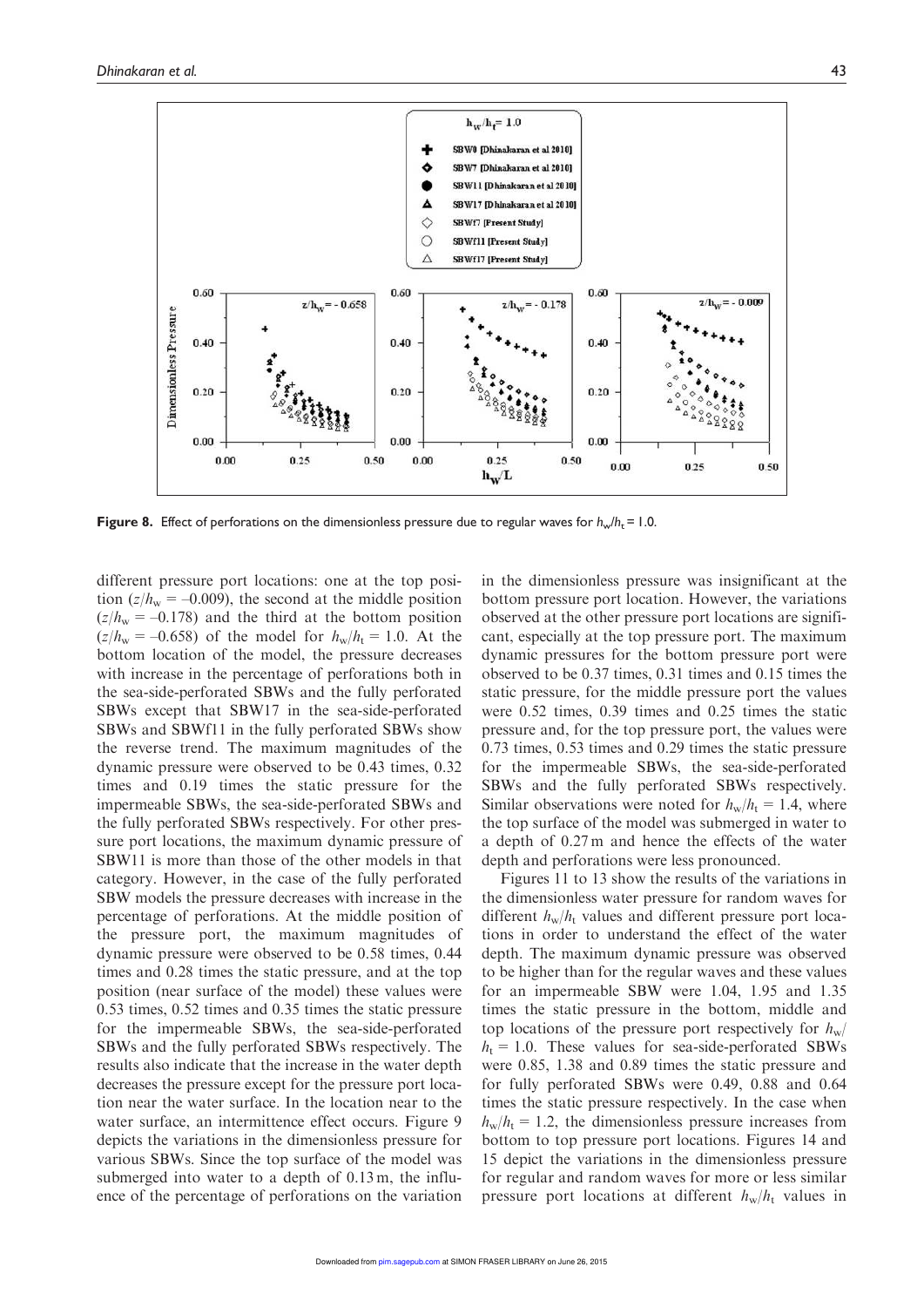Figure 8. Effect of perforations on the dimensionless pressure due to regular waves for $h_w/h_t = 1.0$.

different pressure port locations: one at the top position ($z/h_w = -0.009$), the second at the middle position ($z/h_w = -0.178$) and the third at the bottom position ($z/h_w = -0.658$) of the model for $h_w/h_t = 1.0$. At the bottom location of the model, the pressure decreases with increase in the percentage of perforations both in the sea-side-perforated SBWs and the fully perforated SBWs except that SBW17 in the sea-side-perforated SBWs and SBWf11 in the fully perforated SBWs show the reverse trend. The maximum magnitudes of the dynamic pressure were observed to be 0.43 times, 0.32 times and 0.19 times the static pressure for the impermeable SBWs, the sea-side-perforated SBWs and the fully perforated SBWs respectively. For other pressure port locations, the maximum dynamic pressure of SBW11 is more than those of the other models in that category. However, in the case of the fully perforated SBW models the pressure decreases with increase in the percentage of perforations. At the middle position of the pressure port, the maximum magnitudes of dynamic pressure were observed to be 0.58 times, 0.44 times and 0.28 times the static pressure, and at the top position (near surface of the model) these values were 0.53 times, 0.52 times and 0.35 times the static pressure for the impermeable SBWs, the sea-side-perforated SBWs and the fully perforated SBWs respectively. The results also indicate that the increase in the water depth decreases the pressure except for the pressure port location near the water surface. In the location near to the water surface, an intermittence effect occurs. Figure 9 depicts the variations in the dimensionless pressure for various SBWs. Since the top surface of the model was submerged into water to a depth of 0.13 m, the influence of the percentage of perforations on the variation in the dimensionless pressure was insignificant at the bottom pressure port location. However, the variations observed at the other pressure port locations are significant, especially at the top pressure port. The maximum dynamic pressures for the bottom pressure port were observed to be 0.37 times, 0.31 times and 0.15 times the static pressure, for the middle pressure port the values were 0.52 times, 0.39 times and 0.25 times the static pressure and, for the top pressure port, the values were 0.73 times, 0.53 times and 0.29 times the static pressure for the impermeable SBWs, the sea-side-perforated SBWs and the fully perforated SBWs respectively. Similar observations were noted for $h_w/h_t = 1.4$, where the top surface of the model was submerged in water to a depth of 0.27 m and hence the effects of the water depth and perforations were less pronounced.

Figures 11 to 13 show the results of the variations in the dimensionless water pressure for random waves for different $h_w/h_t$ values and different pressure port locations in order to understand the effect of the water depth. The maximum dynamic pressure was observed to be higher than for the regular waves and these values for an impermeable SBW were 1.04, 1.95 and 1.35 times the static pressure in the bottom, middle and top locations of the pressure port respectively for $h_w/h_t = 1.0$. These values for sea-side-perforated SBWs were 0.85, 1.38 and 0.89 times the static pressure and for fully perforated SBWs were 0.49, 0.88 and 0.64 times the static pressure respectively. In the case when $h_w/h_t = 1.2$, the dimensionless pressure increases from bottom to top pressure port locations. Figures 14 and 15 depict the variations in the dimensionless pressure for regular and random waves for more or less similar pressure port locations at different $h_w/h_t$ values in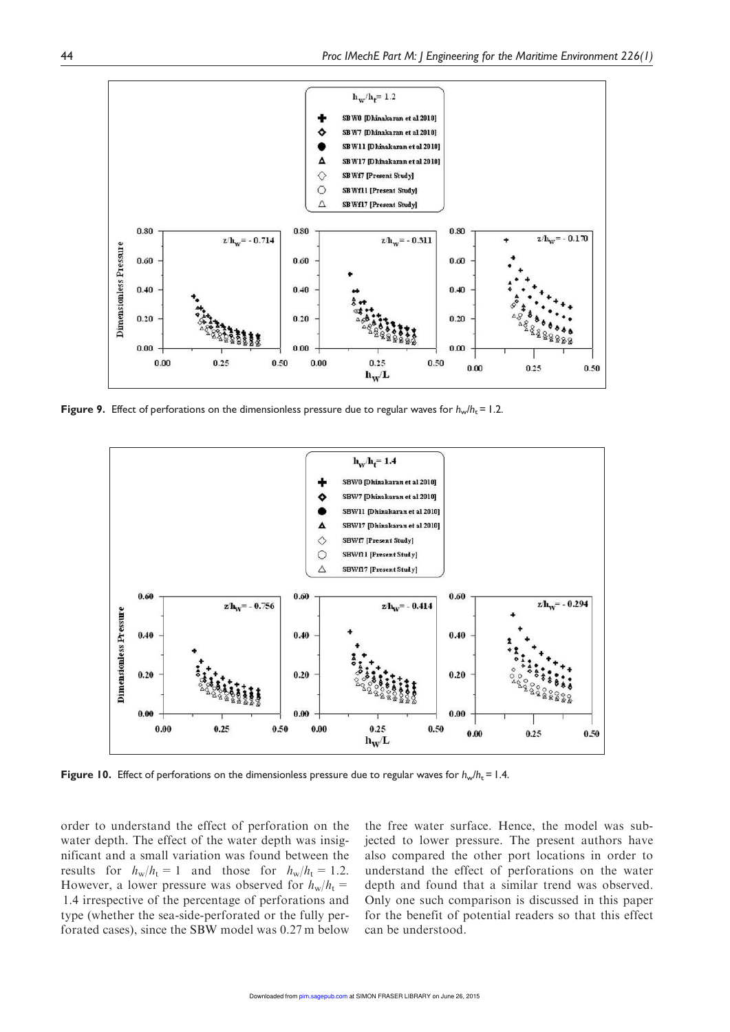Figure 9. Effect of perforations on the dimensionless pressure due to regular waves for $h_w/h_t = 1.2$.

Figure 10. Effect of perforations on the dimensionless pressure due to regular waves for $h_w/h_t = 1.4$.

order to understand the effect of perforation on the water depth. The effect of the water depth was insignificant and a small variation was found between the results for $h_w/h_t = 1$ and those for $h_w/h_t = 1.2$. However, a lower pressure was observed for $h_w/h_t = 1.4$ irrespective of the percentage of perforations and type (whether the sea-side-perforated or the fully perforated cases), since the SBW model was 0.27 m below the free water surface. Hence, the model was subjected to lower pressure. The present authors have also compared the other port locations in order to understand the effect of perforations on the water depth and found that a similar trend was observed. Only one such comparison is discussed in this paper for the benefit of potential readers so that this effect can be understood.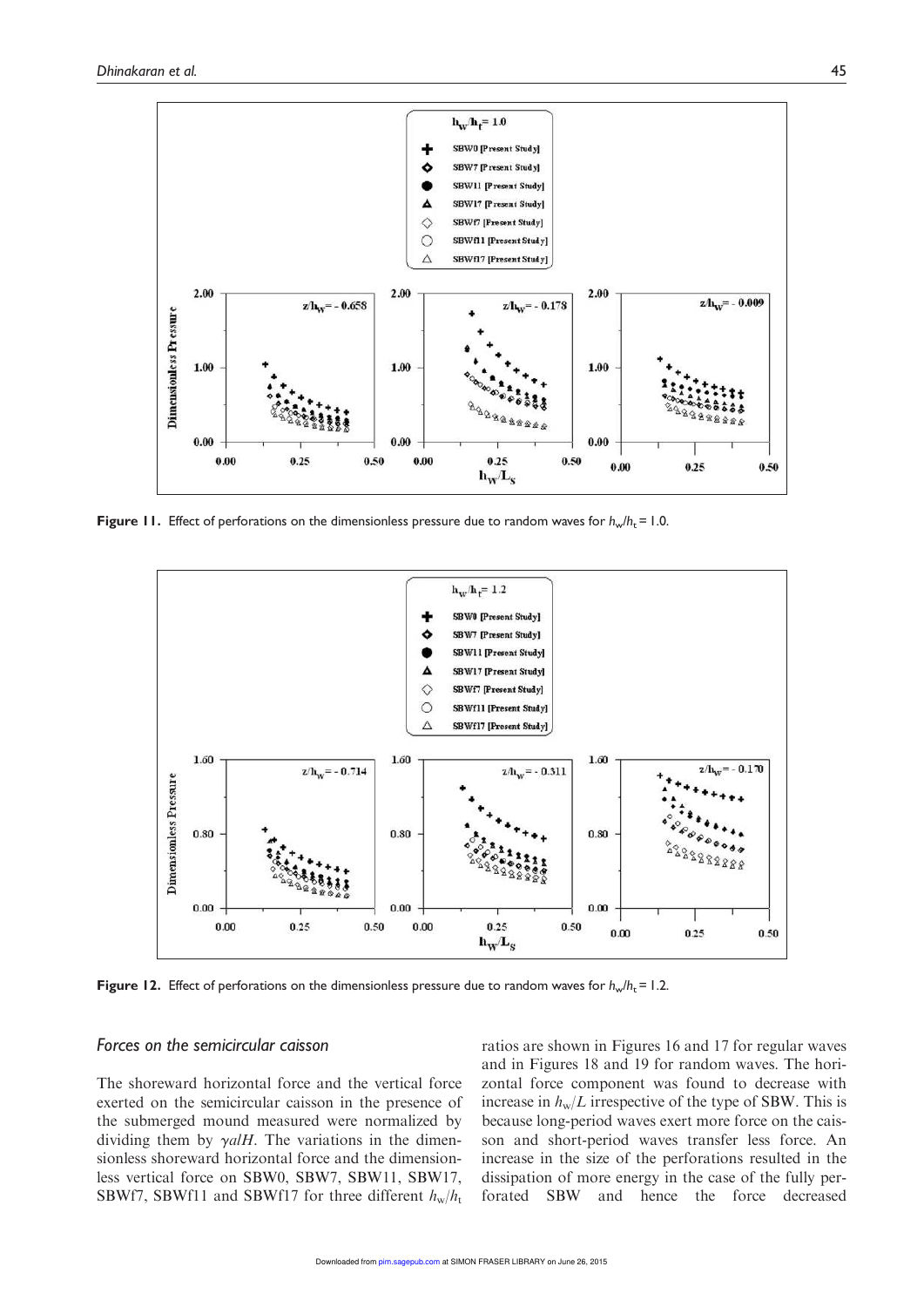Figure 11. Effect of perforations on the dimensionless pressure due to random waves for $h_w/h_t = 1.0$.

Figure 12. Effect of perforations on the dimensionless pressure due to random waves for $h_w/h_t = 1.2$.

## Forces on the semicircular caisson

The shoreward horizontal force and the vertical force exerted on the semicircular caisson in the presence of the submerged mound measured were normalized by dividing them by $\gamma alH$. The variations in the dimensionless shoreward horizontal force and the dimensionless vertical force on SBW0, SBW7, SBW11, SBW17, SBWf7, SBWf11 and SBWf17 for three different $h_w/h_t$ ratios are shown in Figures 16 and 17 for regular waves and in Figures 18 and 19 for random waves. The horizontal force component was found to decrease with increase in $h_w/L$ irrespective of the type of SBW. This is because long-period waves exert more force on the caisson and short-period waves transfer less force. An increase in the size of the perforations resulted in the dissipation of more energy in the case of the fully perforated SBW and hence the force decreased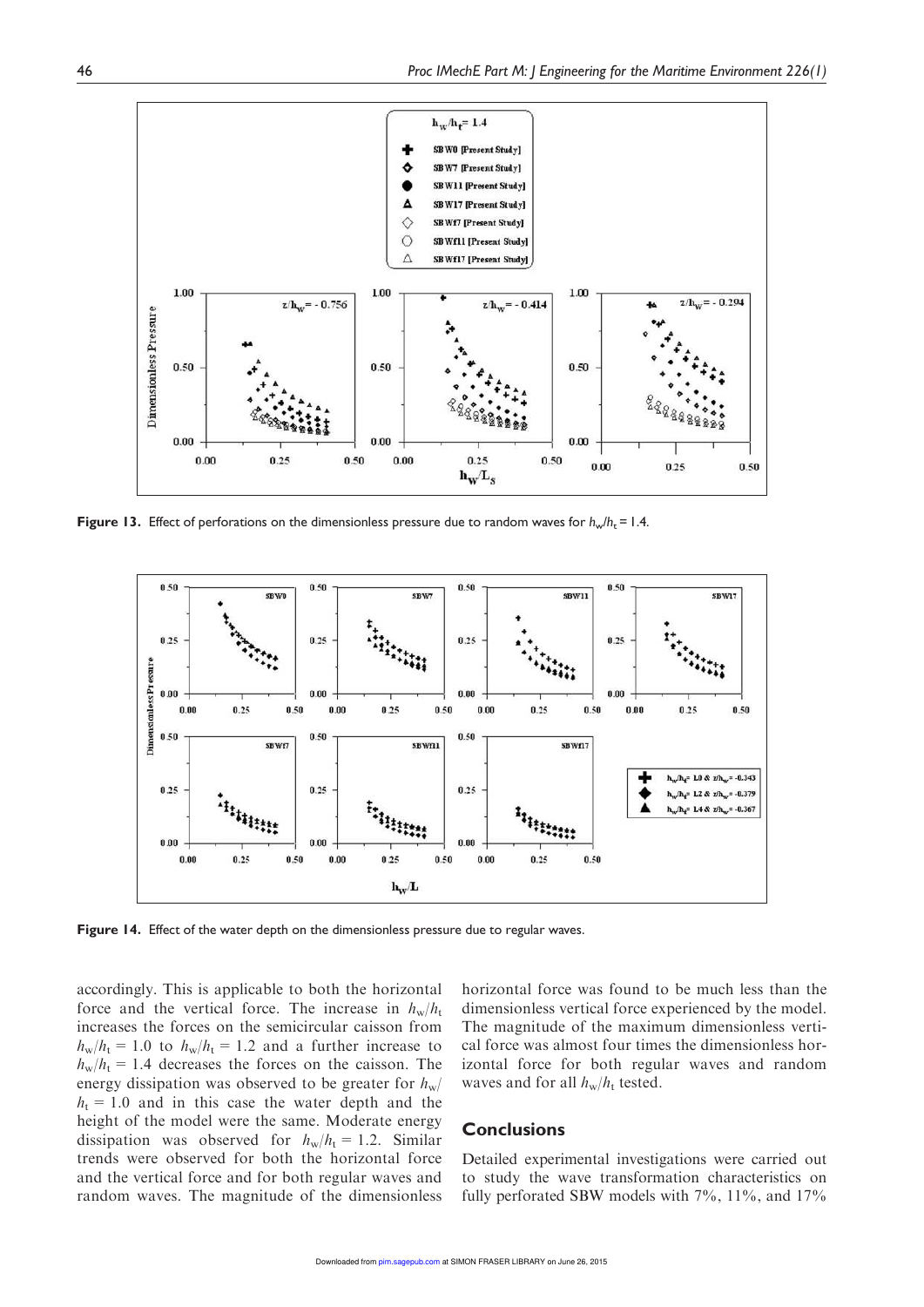Figure 13. Effect of perforations on the dimensionless pressure due to random waves for $h_w/h_t = 1.4$.

Figure 14. Effect of the water depth on the dimensionless pressure due to regular waves.

accordingly. This is applicable to both the horizontal force and the vertical force. The increase in $h_w/h_t$ increases the forces on the semicircular caisson from $h_w/h_t = 1.0$ to $h_w/h_t = 1.2$ and a further increase to $h_w/h_t = 1.4$ decreases the forces on the caisson. The energy dissipation was observed to be greater for $h_w/h_t = 1.0$ and in this case the water depth and the height of the model were the same. Moderate energy dissipation was observed for $h_w/h_t = 1.2$. Similar trends were observed for both the horizontal force and the vertical force and for both regular waves and random waves. The magnitude of the dimensionless horizontal force was found to be much less than the dimensionless vertical force experienced by the model. The magnitude of the maximum dimensionless vertical force was almost four times the dimensionless horizontal force for both regular waves and random waves and for all $h_w/h_t$ tested.

## Conclusions

Detailed experimental investigations were carried out to study the wave transformation characteristics on fully perforated SBW models with 7%, 11%, and 17%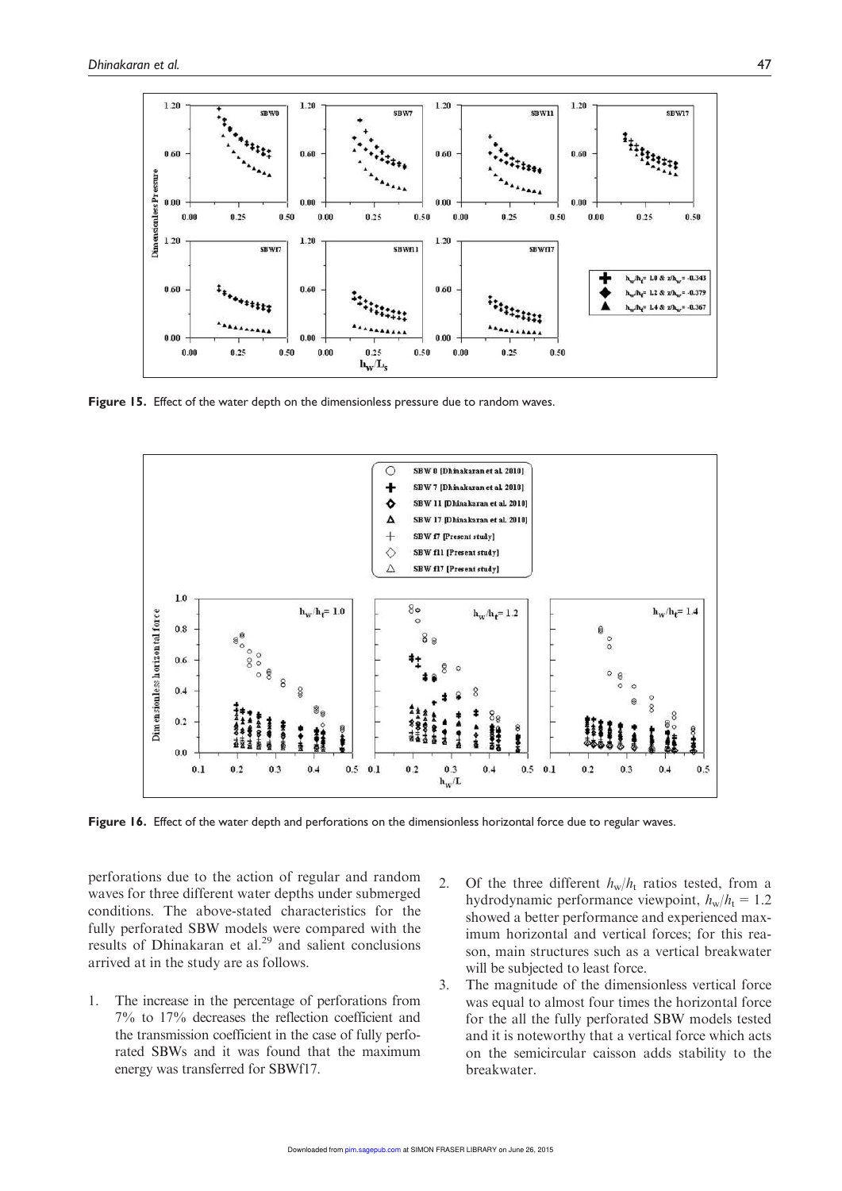Figure 15. Effect of the water depth on the dimensionless pressure due to random waves.

Figure 16. Effect of the water depth and perforations on the dimensionless horizontal force due to regular waves.

perforations due to the action of regular and random waves for three different water depths under submerged conditions. The above-stated characteristics for the fully perforated SBW models were compared with the results of Dhinakaran et al.[29] and salient conclusions arrived at in the study are as follows.

1. The increase in the percentage of perforations from 7% to 17% decreases the reflection coefficient and the transmission coefficient in the case of fully perforated SBWs and it was found that the maximum energy was transferred for SBWf17.
2. Of the three different $h_w/h_t$ ratios tested, from a hydrodynamic performance viewpoint, $h_w/h_t = 1.2$ showed a better performance and experienced maximum horizontal and vertical forces; for this reason, main structures such as a vertical breakwater will be subjected to least force.
3. The magnitude of the dimensionless vertical force was equal to almost four times the horizontal force for the all the fully perforated SBW models tested and it is noteworthy that a vertical force which acts on the semicircular caisson adds stability to the breakwater.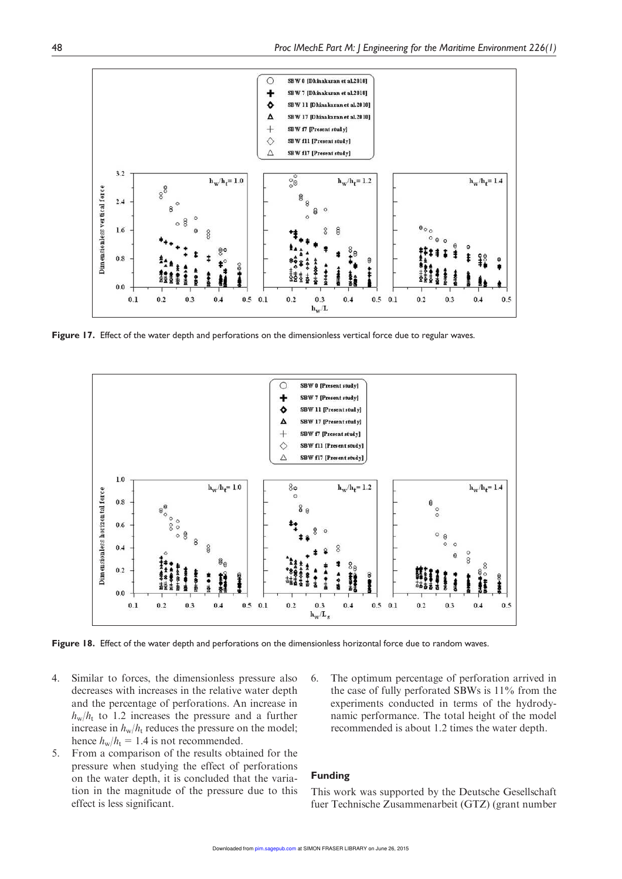**Figure 17.** Effect of the water depth and perforations on the dimensionless vertical force due to regular waves.

**Figure 18.** Effect of the water depth and perforations on the dimensionless horizontal force due to random waves.

4. Similar to forces, the dimensionless pressure also decreases with increases in the relative water depth and the percentage of perforations. An increase in $h_w/h_t$ to 1.2 increases the pressure and a further increase in $h_w/h_t$ reduces the pressure on the model; hence $h_w/h_t = 1.4$ is not recommended.
5. From a comparison of the results obtained for the pressure when studying the effect of perforations on the water depth, it is concluded that the variation in the magnitude of the pressure due to this effect is less significant.
6. The optimum percentage of perforation arrived in the case of fully perforated SBWs is 11% from the experiments conducted in terms of the hydrodynamic performance. The total height of the model recommended is about 1.2 times the water depth.

## Funding

This work was supported by the Deutsche Gesellschaft fuer Technische Zusammenarbeit (GTZ) (grant number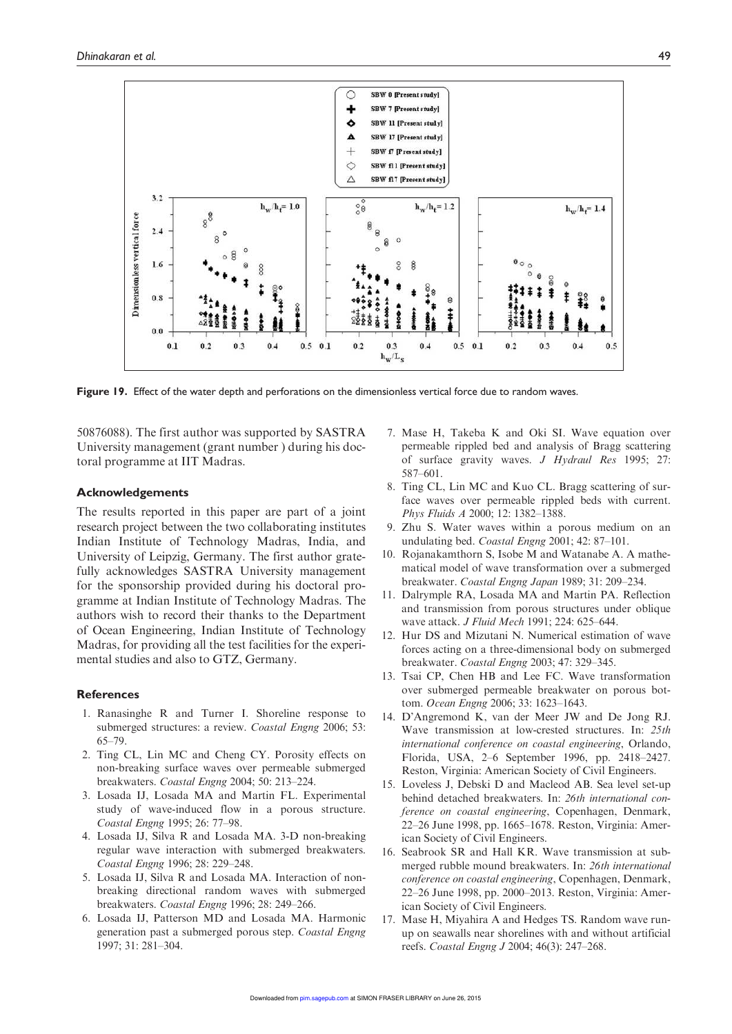Figure 19. Effect of the water depth and perforations on the dimensionless vertical force due to random waves.

50876088). The first author was supported by SASTRA University management (grant number ) during his doctoral programme at IIT Madras.

## Acknowledgements

The results reported in this paper are part of a joint research project between the two collaborating institutes Indian Institute of Technology Madras, India, and University of Leipzig, Germany. The first author gratefully acknowledges SASTRA University management for the sponsorship provided during his doctoral programme at Indian Institute of Technology Madras. The authors wish to record their thanks to the Department of Ocean Engineering, Indian Institute of Technology Madras, for providing all the test facilities for the experimental studies and also to GTZ, Germany.

## References

1. Ranasinghe R and Turner I. Shoreline response to submerged structures: a review. *Coastal Engng* 2006; 53: 65–79.
2. Ting CL, Lin MC and Cheng CY. Porosity effects on non-breaking surface waves over permeable submerged breakwaters. *Coastal Engng* 2004; 50: 213–224.
3. Losada IJ, Losada MA and Martin FL. Experimental study of wave-induced flow in a porous structure. *Coastal Engng* 1995; 26: 77–98.
4. Losada IJ, Silva R and Losada MA. 3-D non-breaking regular wave interaction with submerged breakwaters. *Coastal Engng* 1996; 28: 229–248.
5. Losada IJ, Silva R and Losada MA. Interaction of non-breaking directional random waves with submerged breakwaters. *Coastal Engng* 1996; 28: 249–266.
6. Losada IJ, Patterson MD and Losada MA. Harmonic generation past a submerged porous step. *Coastal Engng* 1997; 31: 281–304.
7. Mase H, Takeba K and Oki SI. Wave equation over permeable rippled bed and analysis of Bragg scattering of surface gravity waves. *J Hydraul Res* 1995; 27: 587–601.
8. Ting CL, Lin MC and Kuo CL. Bragg scattering of surface waves over permeable rippled beds with current. *Phys Fluids A* 2000; 12: 1382–1388.
9. Zhu S. Water waves within a porous medium on an undulating bed. *Coastal Engng* 2001; 42: 87–101.
10. Rojanakamthorn S, Isobe M and Watanabe A. A mathematical model of wave transformation over a submerged breakwater. *Coastal Engng Japan* 1989; 31: 209–234.
11. Dalrymple RA, Losada MA and Martin PA. Reflection and transmission from porous structures under oblique wave attack. *J Fluid Mech* 1991; 224: 625–644.
12. Hur DS and Mizutani N. Numerical estimation of wave forces acting on a three-dimensional body on submerged breakwater. *Coastal Engng* 2003; 47: 329–345.
13. Tsai CP, Chen HB and Lee FC. Wave transformation over submerged permeable breakwater on porous bottom. *Ocean Engng* 2006; 33: 1623–1643.
14. D'Angremond K, van der Meer JW and De Jong RJ. Wave transmission at low-crested structures. In: *25th international conference on coastal engineering*, Orlando, Florida, USA, 2–6 September 1996, pp. 2418–2427. Reston, Virginia: American Society of Civil Engineers.
15. Loveless J, Debski D and Macleod AB. Sea level set-up behind detached breakwaters. In: *26th international conference on coastal engineering*, Copenhagen, Denmark, 22–26 June 1998, pp. 1665–1678. Reston, Virginia: American Society of Civil Engineers.
16. Seabrook SR and Hall KR. Wave transmission at submerged rubble mound breakwaters. In: *26th international conference on coastal engineering*, Copenhagen, Denmark, 22–26 June 1998, pp. 2000–2013. Reston, Virginia: American Society of Civil Engineers.
17. Mase H, Miyahira A and Hedges TS. Random wave run-up on seawalls near shorelines with and without artificial reefs. *Coastal Engng J* 2004; 46(3): 247–268.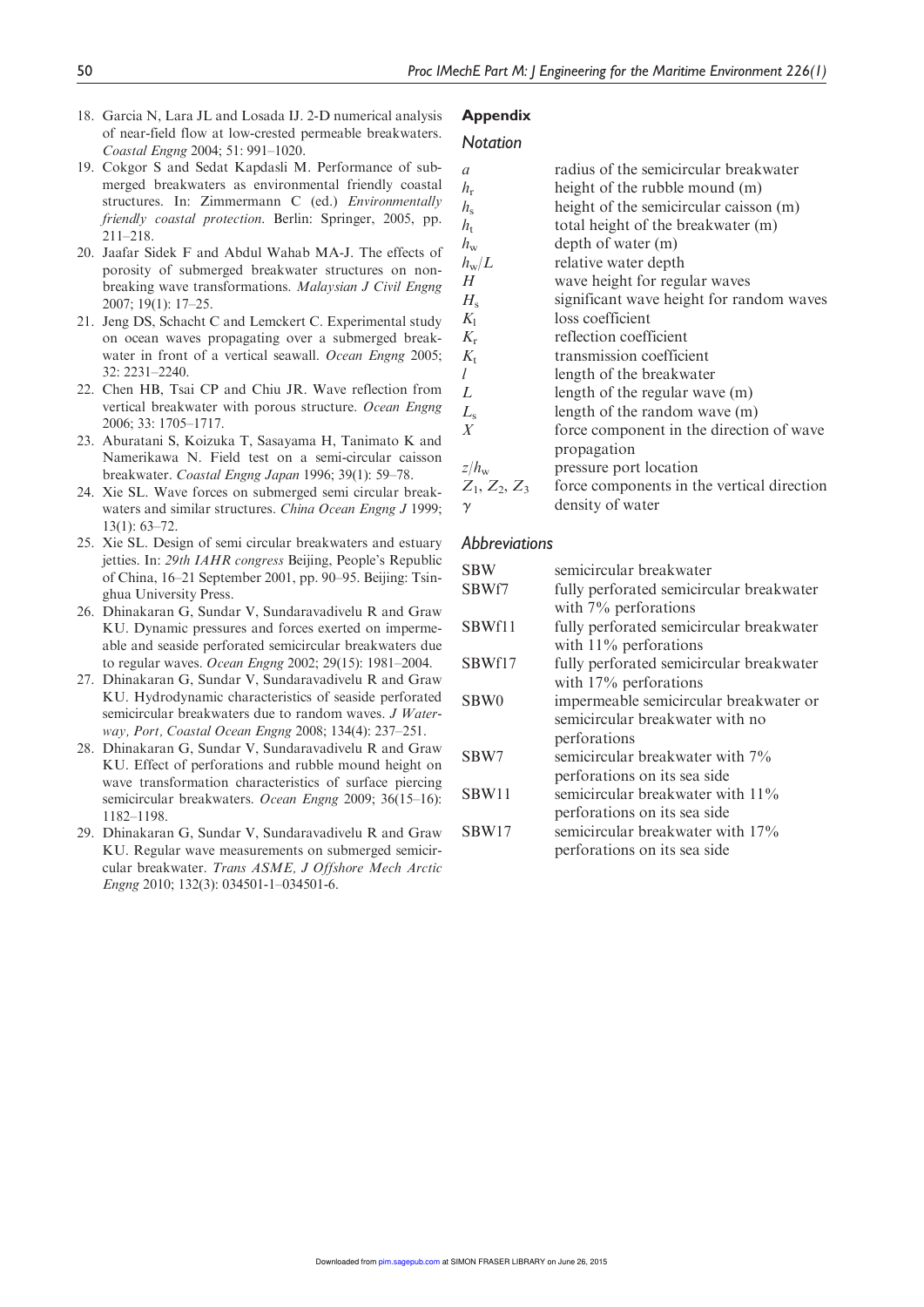18. Garcia N, Lara JL and Losada IJ. 2-D numerical analysis of near-field flow at low-crested permeable breakwaters. *Coastal Engng* 2004; 51: 991–1020.
19. Cokgor S and Sedat Kapdasli M. Performance of submerged breakwaters as environmental friendly coastal structures. In: Zimmermann C (ed.) *Environmentally friendly coastal protection*. Berlin: Springer, 2005, pp. 211–218.
20. Jaafar Sidek F and Abdul Wahab MA-J. The effects of porosity of submerged breakwater structures on non-breaking wave transformations. *Malaysian J Civil Engng* 2007; 19(1): 17–25.
21. Jeng DS, Schacht C and Lemckert C. Experimental study on ocean waves propagating over a submerged breakwater in front of a vertical seawall. *Ocean Engng* 2005; 32: 2231–2240.
22. Chen HB, Tsai CP and Chiu JR. Wave reflection from vertical breakwater with porous structure. *Ocean Engng* 2006; 33: 1705–1717.
23. Aburatani S, Koizuka T, Sasayama H, Tanimato K and Namerikawa N. Field test on a semi-circular caisson breakwater. *Coastal Engng Japan* 1996; 39(1): 59–78.
24. Xie SL. Wave forces on submerged semi circular breakwaters and similar structures. *China Ocean Engng J* 1999; 13(1): 63–72.
25. Xie SL. Design of semi circular breakwaters and estuary jetties. In: *29th IAHR congress* Beijing, People's Republic of China, 16–21 September 2001, pp. 90–95. Beijing: Tsinghua University Press.
26. Dhinakaran G, Sundar V, Sundaravadivelu R and Graw KU. Dynamic pressures and forces exerted on impermeable and seaside perforated semicircular breakwaters due to regular waves. *Ocean Engng* 2002; 29(15): 1981–2004.
27. Dhinakaran G, Sundar V, Sundaravadivelu R and Graw KU. Hydrodynamic characteristics of seaside perforated semicircular breakwaters due to random waves. *J Waterway, Port, Coastal Ocean Engng* 2008; 134(4): 237–251.
28. Dhinakaran G, Sundar V, Sundaravadivelu R and Graw KU. Effect of perforations and rubble mound height on wave transformation characteristics of surface piercing semicircular breakwaters. *Ocean Engng* 2009; 36(15–16): 1182–1198.
29. Dhinakaran G, Sundar V, Sundaravadivelu R and Graw KU. Regular wave measurements on submerged semicircular breakwater. *Trans ASME, J Offshore Mech Arctic Engng* 2010; 132(3): 034501-1–034501-6.

## Appendix

### Notation

| | |
|---|---|
| $a$ | radius of the semicircular breakwater |
| $h_r$ | height of the rubble mound (m) |
| $h_s$ | height of the semicircular caisson (m) |
| $h_t$ | total height of the breakwater (m) |
| $h_w$ | depth of water (m) |
| $h_w/L$ | relative water depth |
| $H$ | wave height for regular waves |
| $H_s$ | significant wave height for random waves |
| $K_l$ | loss coefficient |
| $K_r$ | reflection coefficient |
| $K_t$ | transmission coefficient |
| $l$ | length of the breakwater |
| $L$ | length of the regular wave (m) |
| $L_s$ | length of the random wave (m) |
| $X$ | force component in the direction of wave propagation |
| $z/h_w$ | pressure port location |
| $Z_1$, $Z_2$, $Z_3$ | force components in the vertical direction |
| $\gamma$ | density of water |

### Abbreviations

| | |
|---|---|
| SBW | semicircular breakwater |
| SBWf7 | fully perforated semicircular breakwater with 7% perforations |
| SBWf11 | fully perforated semicircular breakwater with 11% perforations |
| SBWf17 | fully perforated semicircular breakwater with 17% perforations |
| SBW0 | impermeable semicircular breakwater or semicircular breakwater with no perforations |
| SBW7 | semicircular breakwater with 7% perforations on its sea side |
| SBW11 | semicircular breakwater with 11% perforations on its sea side |
| SBW17 | semicircular breakwater with 17% perforations on its sea side |